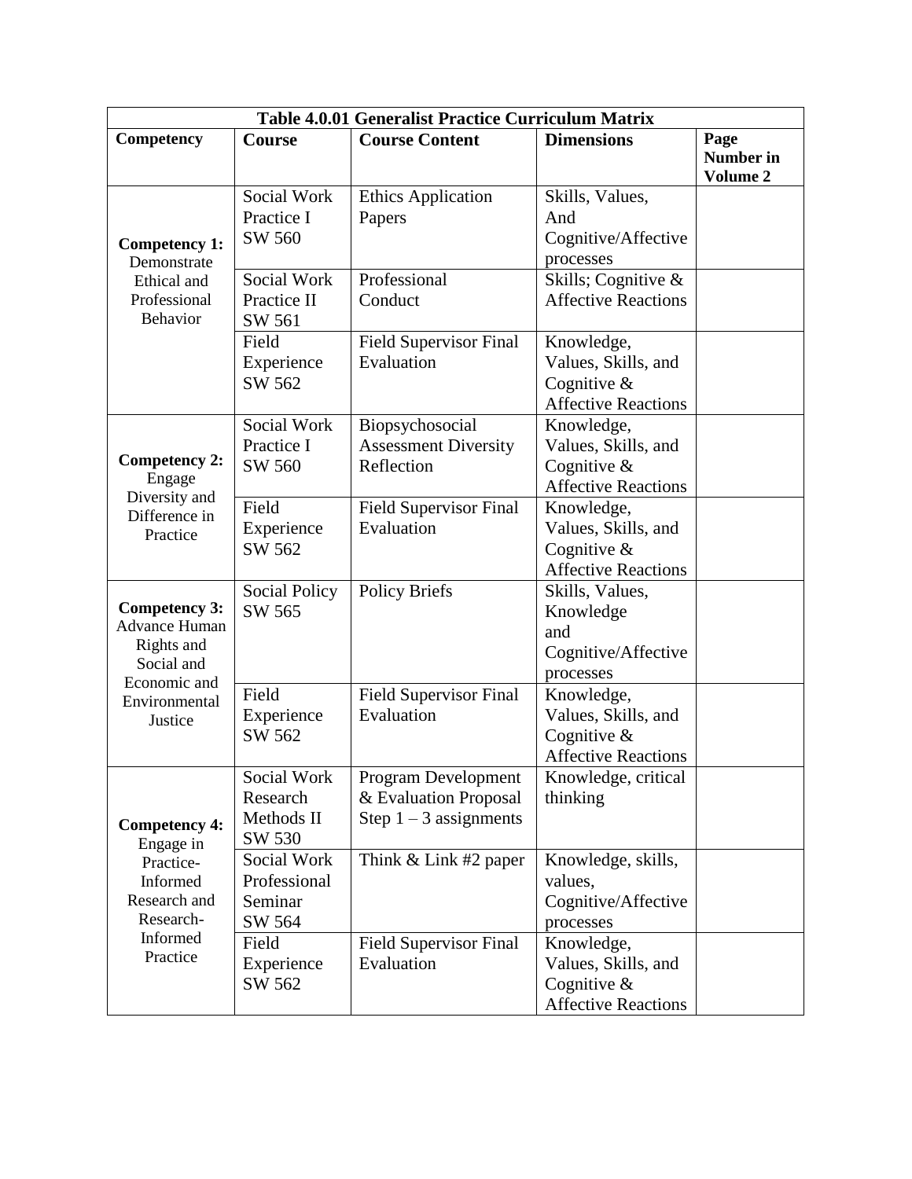**Table 4.0.01 Generalist Practice Curriculum Matrix**

| Competency | Course | Course Content | Dimensions | Page Number in Volume 2 |
|---|---|---|---|---|
| **Competency 1:** Demonstrate Ethical and Professional Behavior | Social Work Practice I SW 560 | Ethics Application Papers | Skills, Values, And Cognitive/Affective processes | |
| | Social Work Practice II SW 561 | Professional Conduct | Skills; Cognitive & Affective Reactions | |
| | Field Experience SW 562 | Field Supervisor Final Evaluation | Knowledge, Values, Skills, and Cognitive & Affective Reactions | |
| **Competency 2:** Engage Diversity and Difference in Practice | Social Work Practice I SW 560 | Biopsychosocial Assessment Diversity Reflection | Knowledge, Values, Skills, and Cognitive & Affective Reactions | |
| | Field Experience SW 562 | Field Supervisor Final Evaluation | Knowledge, Values, Skills, and Cognitive & Affective Reactions | |
| **Competency 3:** Advance Human Rights and Social and Economic and Environmental Justice | Social Policy SW 565 | Policy Briefs | Skills, Values, Knowledge and Cognitive/Affective processes | |
| | Field Experience SW 562 | Field Supervisor Final Evaluation | Knowledge, Values, Skills, and Cognitive & Affective Reactions | |
| **Competency 4:** Engage in Practice-Informed Research and Research-Informed Practice | Social Work Research Methods II SW 530 | Program Development & Evaluation Proposal Step 1 – 3 assignments | Knowledge, critical thinking | |
| | Social Work Professional Seminar SW 564 | Think & Link #2 paper | Knowledge, skills, values, Cognitive/Affective processes | |
| | Field Experience SW 562 | Field Supervisor Final Evaluation | Knowledge, Values, Skills, and Cognitive & Affective Reactions | |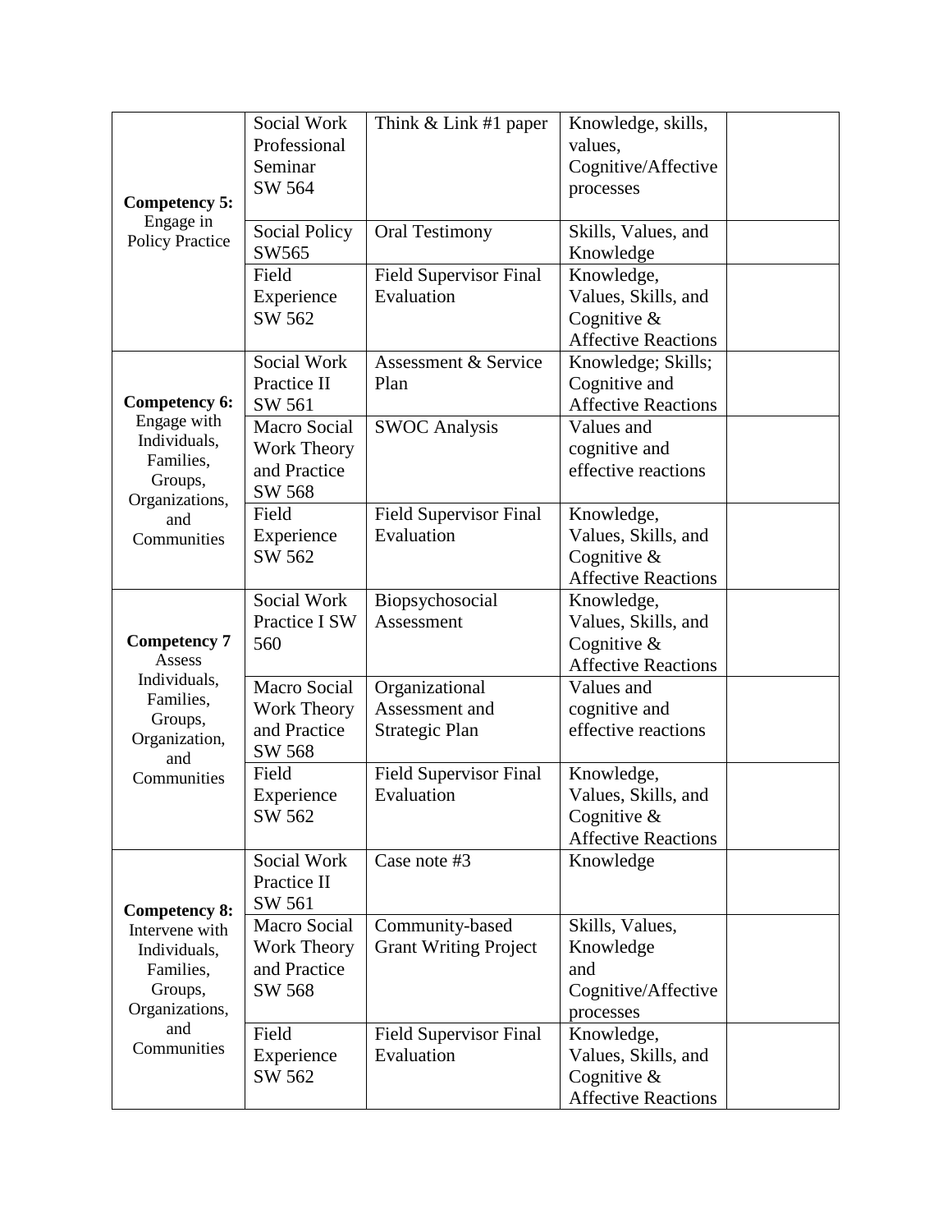| | | | | |
|---|---|---|---|---|
| **Competency 5:** Engage in Policy Practice | Social Work Professional Seminar SW 564 | Think & Link #1 paper | Knowledge, skills, values, Cognitive/Affective processes | |
| | Social Policy SW565 | Oral Testimony | Skills, Values, and Knowledge | |
| | Field Experience SW 562 | Field Supervisor Final Evaluation | Knowledge, Values, Skills, and Cognitive & Affective Reactions | |
| **Competency 6:** Engage with Individuals, Families, Groups, Organizations, and Communities | Social Work Practice II SW 561 | Assessment & Service Plan | Knowledge; Skills; Cognitive and Affective Reactions | |
| | Macro Social Work Theory and Practice SW 568 | SWOC Analysis | Values and cognitive and effective reactions | |
| | Field Experience SW 562 | Field Supervisor Final Evaluation | Knowledge, Values, Skills, and Cognitive & Affective Reactions | |
| **Competency 7** Assess Individuals, Families, Groups, Organization, and Communities | Social Work Practice I SW 560 | Biopsychosocial Assessment | Knowledge, Values, Skills, and Cognitive & Affective Reactions | |
| | Macro Social Work Theory and Practice SW 568 | Organizational Assessment and Strategic Plan | Values and cognitive and effective reactions | |
| | Field Experience SW 562 | Field Supervisor Final Evaluation | Knowledge, Values, Skills, and Cognitive & Affective Reactions | |
| **Competency 8:** Intervene with Individuals, Families, Groups, Organizations, and Communities | Social Work Practice II SW 561 | Case note #3 | Knowledge | |
| | Macro Social Work Theory and Practice SW 568 | Community-based Grant Writing Project | Skills, Values, Knowledge and Cognitive/Affective processes | |
| | Field Experience SW 562 | Field Supervisor Final Evaluation | Knowledge, Values, Skills, and Cognitive & Affective Reactions | |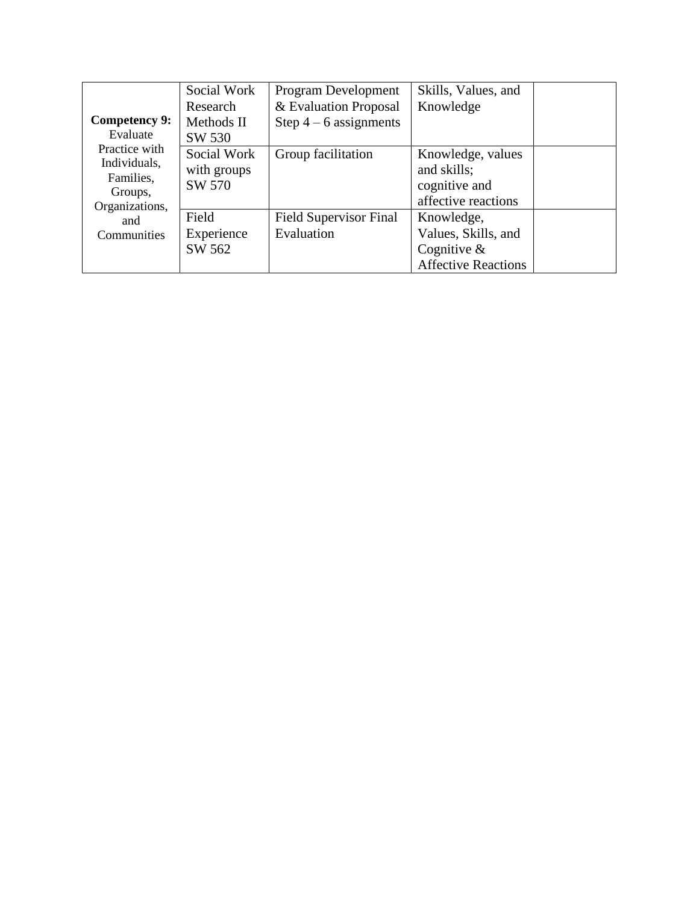| | | | | |
|---|---|---|---|---|
| **Competency 9:** Evaluate Practice with Individuals, Families, Groups, Organizations, and Communities | Social Work Research Methods II SW 530 | Program Development & Evaluation Proposal Step 4 – 6 assignments | Skills, Values, and Knowledge | |
| | Social Work with groups SW 570 | Group facilitation | Knowledge, values and skills; cognitive and affective reactions | |
| | Field Experience SW 562 | Field Supervisor Final Evaluation | Knowledge, Values, Skills, and Cognitive & Affective Reactions | |